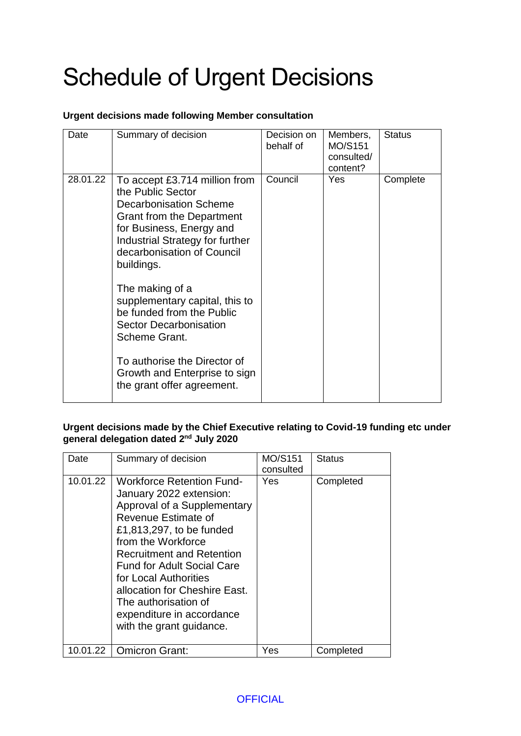# Schedule of Urgent Decisions

**Urgent decisions made following Member consultation**

| Date | Summary of decision | Decision on behalf of | Members, MO/S151 consulted/ content? | Status |
|---|---|---|---|---|
| 28.01.22 | To accept £3.714 million from the Public Sector Decarbonisation Scheme Grant from the Department for Business, Energy and Industrial Strategy for further decarbonisation of Council buildings.<br><br>The making of a supplementary capital, this to be funded from the Public Sector Decarbonisation Scheme Grant.<br><br>To authorise the Director of Growth and Enterprise to sign the grant offer agreement. | Council | Yes | Complete |

**Urgent decisions made by the Chief Executive relating to Covid-19 funding etc under general delegation dated 2nd July 2020**

| Date | Summary of decision | MO/S151 consulted | Status |
|---|---|---|---|
| 10.01.22 | Workforce Retention Fund- January 2022 extension: Approval of a Supplementary Revenue Estimate of £1,813,297, to be funded from the Workforce Recruitment and Retention Fund for Adult Social Care for Local Authorities allocation for Cheshire East. The authorisation of expenditure in accordance with the grant guidance. | Yes | Completed |
| 10.01.22 | Omicron Grant: | Yes | Completed |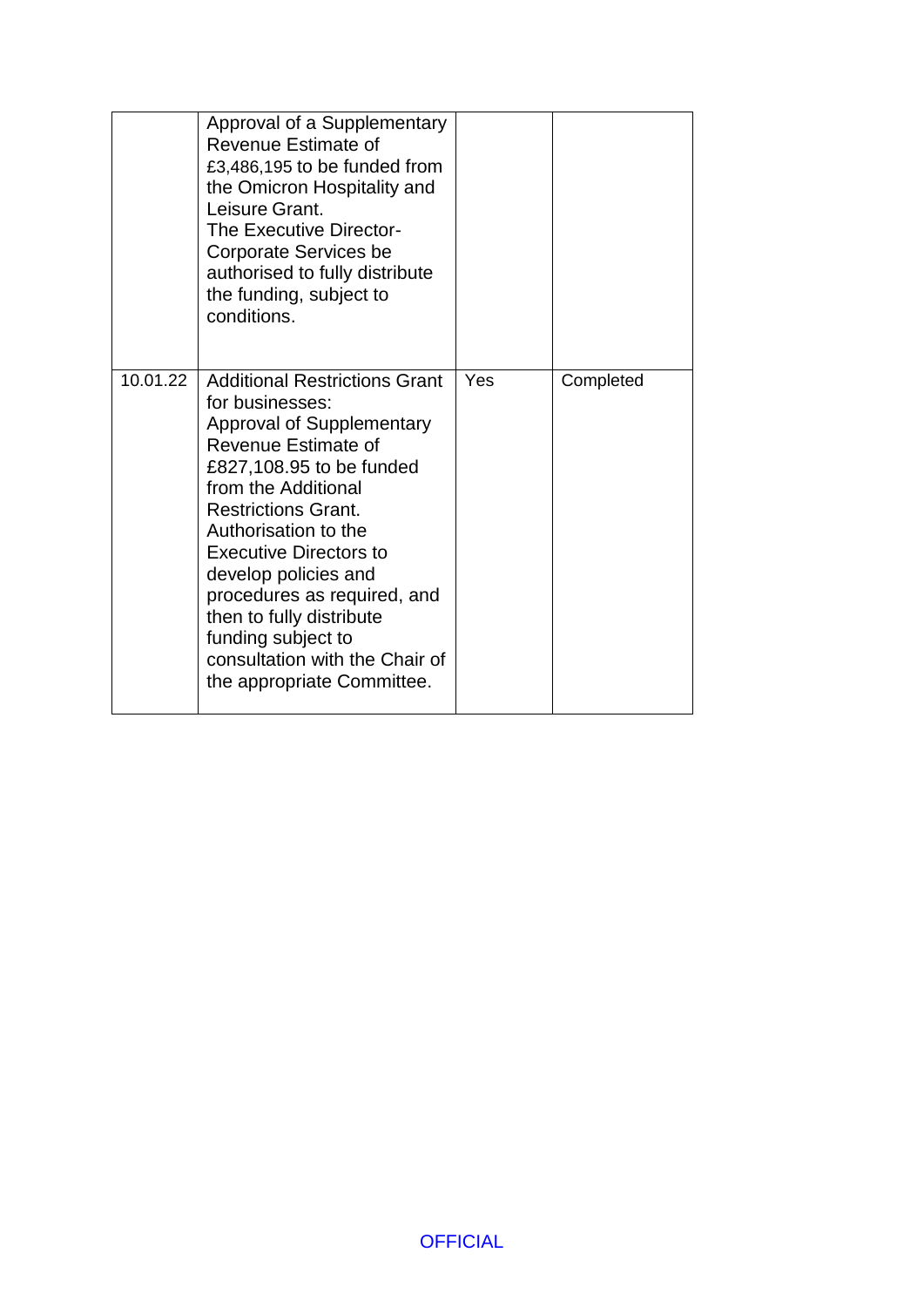| | | | |
|---|---|---|---|
| | Approval of a Supplementary Revenue Estimate of £3,486,195 to be funded from the Omicron Hospitality and Leisure Grant.<br>The Executive Director-Corporate Services be authorised to fully distribute the funding, subject to conditions. | | |
| 10.01.22 | Additional Restrictions Grant for businesses:<br>Approval of Supplementary Revenue Estimate of £827,108.95 to be funded from the Additional Restrictions Grant.<br>Authorisation to the Executive Directors to develop policies and procedures as required, and then to fully distribute funding subject to consultation with the Chair of the appropriate Committee. | Yes | Completed |

OFFICIAL